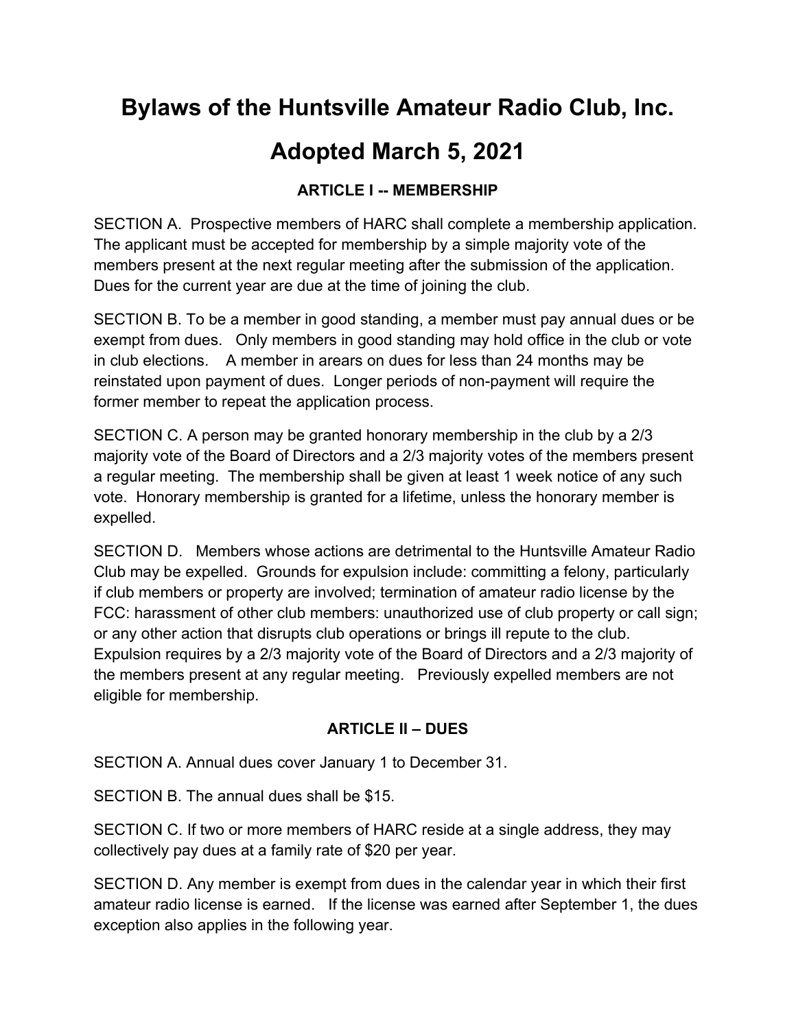# Bylaws of the Huntsville Amateur Radio Club, Inc.

# Adopted March 5, 2021

## ARTICLE I -- MEMBERSHIP

SECTION A. Prospective members of HARC shall complete a membership application. The applicant must be accepted for membership by a simple majority vote of the members present at the next regular meeting after the submission of the application. Dues for the current year are due at the time of joining the club.

SECTION B. To be a member in good standing, a member must pay annual dues or be exempt from dues. Only members in good standing may hold office in the club or vote in club elections. A member in arears on dues for less than 24 months may be reinstated upon payment of dues. Longer periods of non-payment will require the former member to repeat the application process.

SECTION C. A person may be granted honorary membership in the club by a 2/3 majority vote of the Board of Directors and a 2/3 majority votes of the members present a regular meeting. The membership shall be given at least 1 week notice of any such vote. Honorary membership is granted for a lifetime, unless the honorary member is expelled.

SECTION D. Members whose actions are detrimental to the Huntsville Amateur Radio Club may be expelled. Grounds for expulsion include: committing a felony, particularly if club members or property are involved; termination of amateur radio license by the FCC: harassment of other club members: unauthorized use of club property or call sign; or any other action that disrupts club operations or brings ill repute to the club. Expulsion requires by a 2/3 majority vote of the Board of Directors and a 2/3 majority of the members present at any regular meeting. Previously expelled members are not eligible for membership.

## ARTICLE II – DUES

SECTION A. Annual dues cover January 1 to December 31.

SECTION B. The annual dues shall be $15.

SECTION C. If two or more members of HARC reside at a single address, they may collectively pay dues at a family rate of $20 per year.

SECTION D. Any member is exempt from dues in the calendar year in which their first amateur radio license is earned. If the license was earned after September 1, the dues exception also applies in the following year.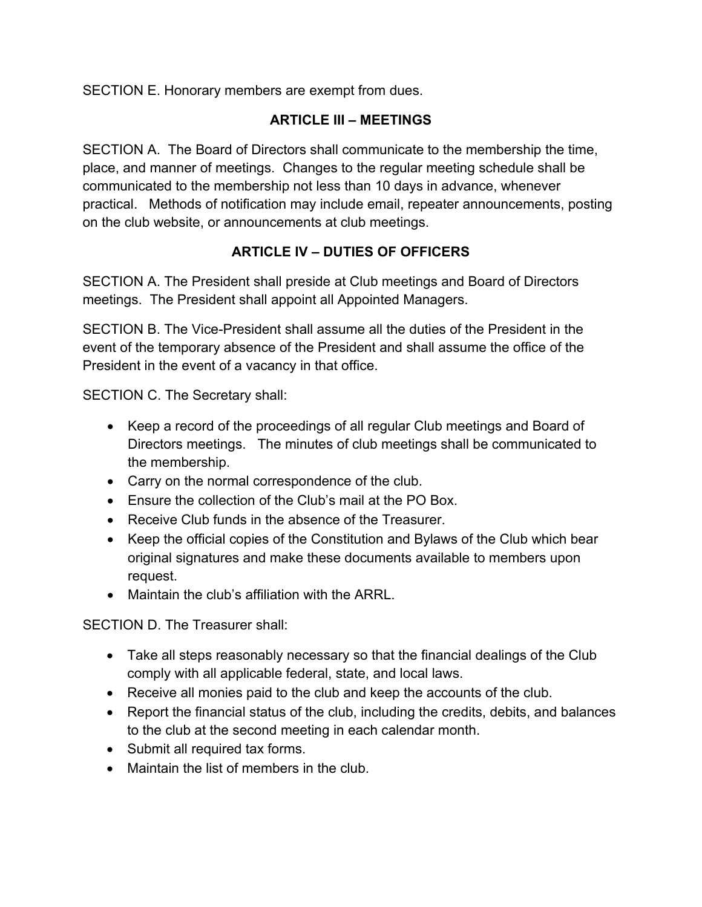SECTION E. Honorary members are exempt from dues.

## ARTICLE III – MEETINGS

SECTION A. The Board of Directors shall communicate to the membership the time, place, and manner of meetings. Changes to the regular meeting schedule shall be communicated to the membership not less than 10 days in advance, whenever practical. Methods of notification may include email, repeater announcements, posting on the club website, or announcements at club meetings.

## ARTICLE IV – DUTIES OF OFFICERS

SECTION A. The President shall preside at Club meetings and Board of Directors meetings. The President shall appoint all Appointed Managers.

SECTION B. The Vice-President shall assume all the duties of the President in the event of the temporary absence of the President and shall assume the office of the President in the event of a vacancy in that office.

SECTION C. The Secretary shall:

- Keep a record of the proceedings of all regular Club meetings and Board of Directors meetings. The minutes of club meetings shall be communicated to the membership.
- Carry on the normal correspondence of the club.
- Ensure the collection of the Club's mail at the PO Box.
- Receive Club funds in the absence of the Treasurer.
- Keep the official copies of the Constitution and Bylaws of the Club which bear original signatures and make these documents available to members upon request.
- Maintain the club's affiliation with the ARRL.

SECTION D. The Treasurer shall:

- Take all steps reasonably necessary so that the financial dealings of the Club comply with all applicable federal, state, and local laws.
- Receive all monies paid to the club and keep the accounts of the club.
- Report the financial status of the club, including the credits, debits, and balances to the club at the second meeting in each calendar month.
- Submit all required tax forms.
- Maintain the list of members in the club.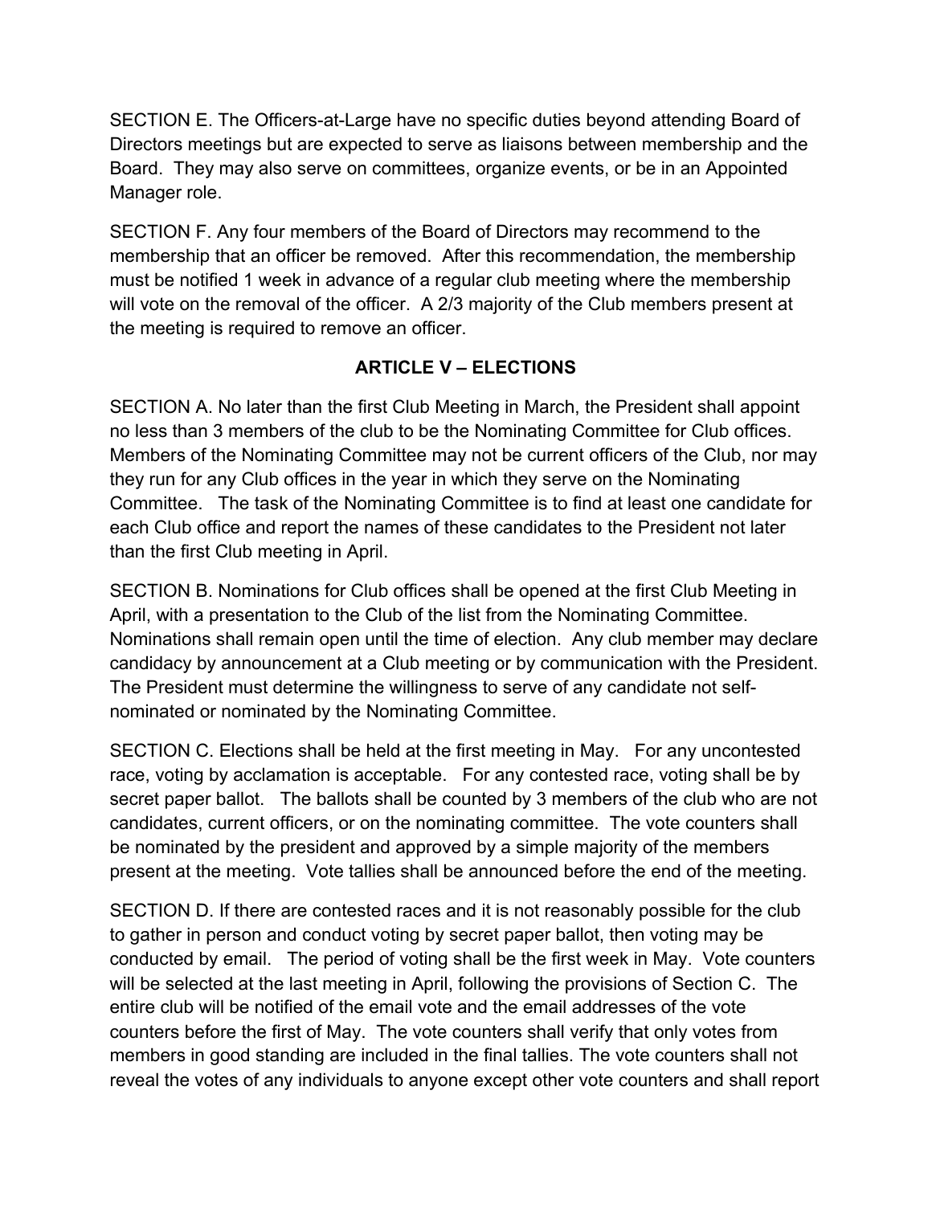SECTION E. The Officers-at-Large have no specific duties beyond attending Board of Directors meetings but are expected to serve as liaisons between membership and the Board. They may also serve on committees, organize events, or be in an Appointed Manager role.

SECTION F. Any four members of the Board of Directors may recommend to the membership that an officer be removed. After this recommendation, the membership must be notified 1 week in advance of a regular club meeting where the membership will vote on the removal of the officer. A 2/3 majority of the Club members present at the meeting is required to remove an officer.

## ARTICLE V – ELECTIONS

SECTION A. No later than the first Club Meeting in March, the President shall appoint no less than 3 members of the club to be the Nominating Committee for Club offices. Members of the Nominating Committee may not be current officers of the Club, nor may they run for any Club offices in the year in which they serve on the Nominating Committee. The task of the Nominating Committee is to find at least one candidate for each Club office and report the names of these candidates to the President not later than the first Club meeting in April.

SECTION B. Nominations for Club offices shall be opened at the first Club Meeting in April, with a presentation to the Club of the list from the Nominating Committee. Nominations shall remain open until the time of election. Any club member may declare candidacy by announcement at a Club meeting or by communication with the President. The President must determine the willingness to serve of any candidate not self-nominated or nominated by the Nominating Committee.

SECTION C. Elections shall be held at the first meeting in May. For any uncontested race, voting by acclamation is acceptable. For any contested race, voting shall be by secret paper ballot. The ballots shall be counted by 3 members of the club who are not candidates, current officers, or on the nominating committee. The vote counters shall be nominated by the president and approved by a simple majority of the members present at the meeting. Vote tallies shall be announced before the end of the meeting.

SECTION D. If there are contested races and it is not reasonably possible for the club to gather in person and conduct voting by secret paper ballot, then voting may be conducted by email. The period of voting shall be the first week in May. Vote counters will be selected at the last meeting in April, following the provisions of Section C. The entire club will be notified of the email vote and the email addresses of the vote counters before the first of May. The vote counters shall verify that only votes from members in good standing are included in the final tallies. The vote counters shall not reveal the votes of any individuals to anyone except other vote counters and shall report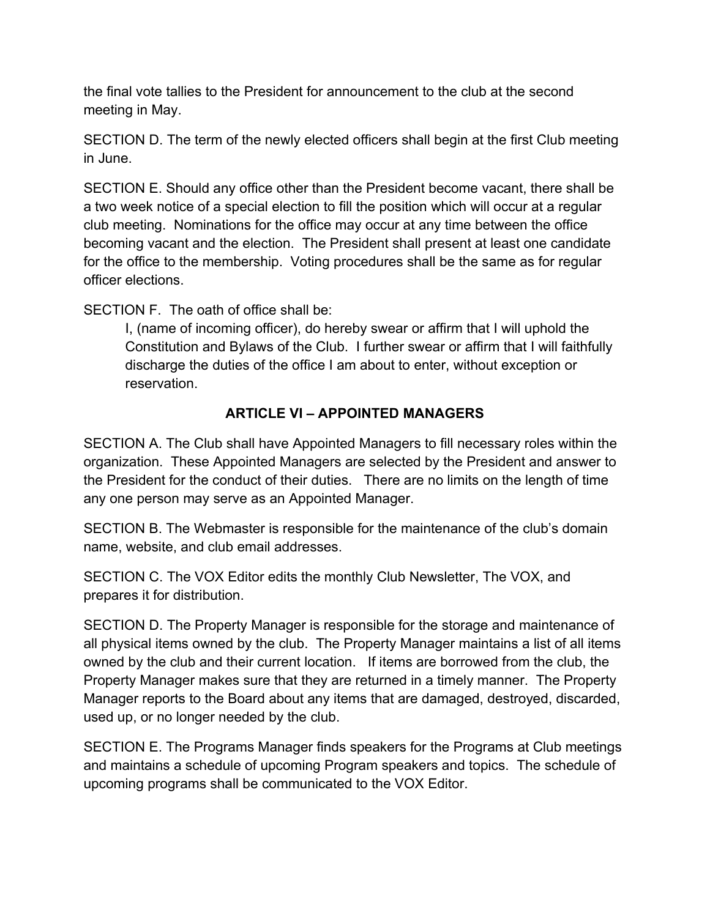the final vote tallies to the President for announcement to the club at the second meeting in May.

SECTION D. The term of the newly elected officers shall begin at the first Club meeting in June.

SECTION E. Should any office other than the President become vacant, there shall be a two week notice of a special election to fill the position which will occur at a regular club meeting. Nominations for the office may occur at any time between the office becoming vacant and the election. The President shall present at least one candidate for the office to the membership. Voting procedures shall be the same as for regular officer elections.

SECTION F. The oath of office shall be:

> I, (name of incoming officer), do hereby swear or affirm that I will uphold the Constitution and Bylaws of the Club. I further swear or affirm that I will faithfully discharge the duties of the office I am about to enter, without exception or reservation.

## ARTICLE VI – APPOINTED MANAGERS

SECTION A. The Club shall have Appointed Managers to fill necessary roles within the organization. These Appointed Managers are selected by the President and answer to the President for the conduct of their duties. There are no limits on the length of time any one person may serve as an Appointed Manager.

SECTION B. The Webmaster is responsible for the maintenance of the club's domain name, website, and club email addresses.

SECTION C. The VOX Editor edits the monthly Club Newsletter, The VOX, and prepares it for distribution.

SECTION D. The Property Manager is responsible for the storage and maintenance of all physical items owned by the club. The Property Manager maintains a list of all items owned by the club and their current location. If items are borrowed from the club, the Property Manager makes sure that they are returned in a timely manner. The Property Manager reports to the Board about any items that are damaged, destroyed, discarded, used up, or no longer needed by the club.

SECTION E. The Programs Manager finds speakers for the Programs at Club meetings and maintains a schedule of upcoming Program speakers and topics. The schedule of upcoming programs shall be communicated to the VOX Editor.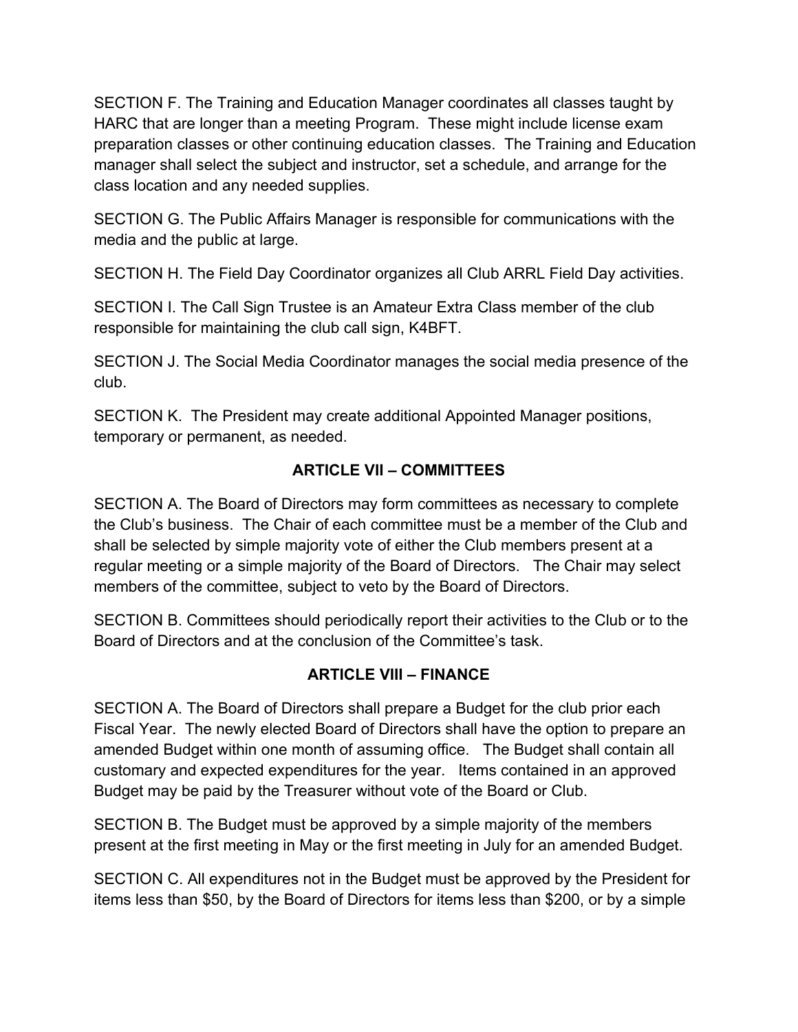SECTION F. The Training and Education Manager coordinates all classes taught by HARC that are longer than a meeting Program. These might include license exam preparation classes or other continuing education classes. The Training and Education manager shall select the subject and instructor, set a schedule, and arrange for the class location and any needed supplies.

SECTION G. The Public Affairs Manager is responsible for communications with the media and the public at large.

SECTION H. The Field Day Coordinator organizes all Club ARRL Field Day activities.

SECTION I. The Call Sign Trustee is an Amateur Extra Class member of the club responsible for maintaining the club call sign, K4BFT.

SECTION J. The Social Media Coordinator manages the social media presence of the club.

SECTION K. The President may create additional Appointed Manager positions, temporary or permanent, as needed.

## ARTICLE VII – COMMITTEES

SECTION A. The Board of Directors may form committees as necessary to complete the Club's business. The Chair of each committee must be a member of the Club and shall be selected by simple majority vote of either the Club members present at a regular meeting or a simple majority of the Board of Directors. The Chair may select members of the committee, subject to veto by the Board of Directors.

SECTION B. Committees should periodically report their activities to the Club or to the Board of Directors and at the conclusion of the Committee's task.

## ARTICLE VIII – FINANCE

SECTION A. The Board of Directors shall prepare a Budget for the club prior each Fiscal Year. The newly elected Board of Directors shall have the option to prepare an amended Budget within one month of assuming office. The Budget shall contain all customary and expected expenditures for the year. Items contained in an approved Budget may be paid by the Treasurer without vote of the Board or Club.

SECTION B. The Budget must be approved by a simple majority of the members present at the first meeting in May or the first meeting in July for an amended Budget.

SECTION C. All expenditures not in the Budget must be approved by the President for items less than $50, by the Board of Directors for items less than $200, or by a simple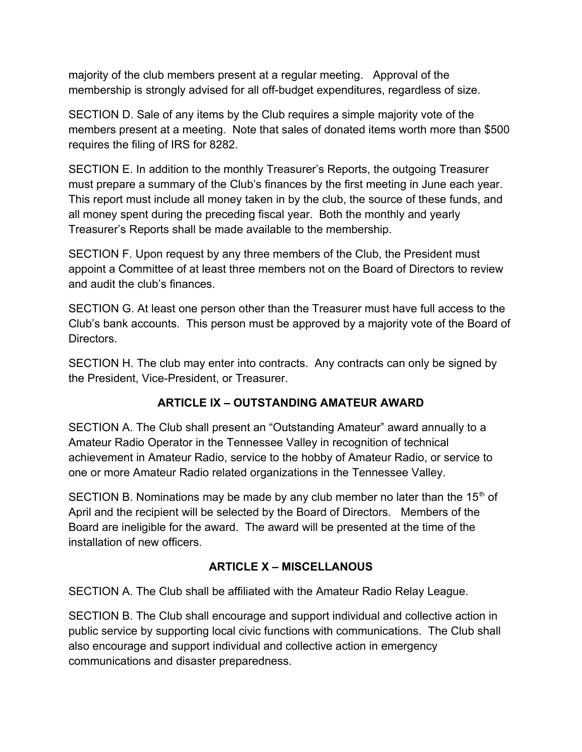majority of the club members present at a regular meeting. Approval of the membership is strongly advised for all off-budget expenditures, regardless of size.

SECTION D. Sale of any items by the Club requires a simple majority vote of the members present at a meeting. Note that sales of donated items worth more than $500 requires the filing of IRS for 8282.

SECTION E. In addition to the monthly Treasurer's Reports, the outgoing Treasurer must prepare a summary of the Club's finances by the first meeting in June each year. This report must include all money taken in by the club, the source of these funds, and all money spent during the preceding fiscal year. Both the monthly and yearly Treasurer's Reports shall be made available to the membership.

SECTION F. Upon request by any three members of the Club, the President must appoint a Committee of at least three members not on the Board of Directors to review and audit the club's finances.

SECTION G. At least one person other than the Treasurer must have full access to the Club's bank accounts. This person must be approved by a majority vote of the Board of Directors.

SECTION H. The club may enter into contracts. Any contracts can only be signed by the President, Vice-President, or Treasurer.

## ARTICLE IX – OUTSTANDING AMATEUR AWARD

SECTION A. The Club shall present an "Outstanding Amateur" award annually to a Amateur Radio Operator in the Tennessee Valley in recognition of technical achievement in Amateur Radio, service to the hobby of Amateur Radio, or service to one or more Amateur Radio related organizations in the Tennessee Valley.

SECTION B. Nominations may be made by any club member no later than the 15th of April and the recipient will be selected by the Board of Directors. Members of the Board are ineligible for the award. The award will be presented at the time of the installation of new officers.

## ARTICLE X – MISCELLANOUS

SECTION A. The Club shall be affiliated with the Amateur Radio Relay League.

SECTION B. The Club shall encourage and support individual and collective action in public service by supporting local civic functions with communications. The Club shall also encourage and support individual and collective action in emergency communications and disaster preparedness.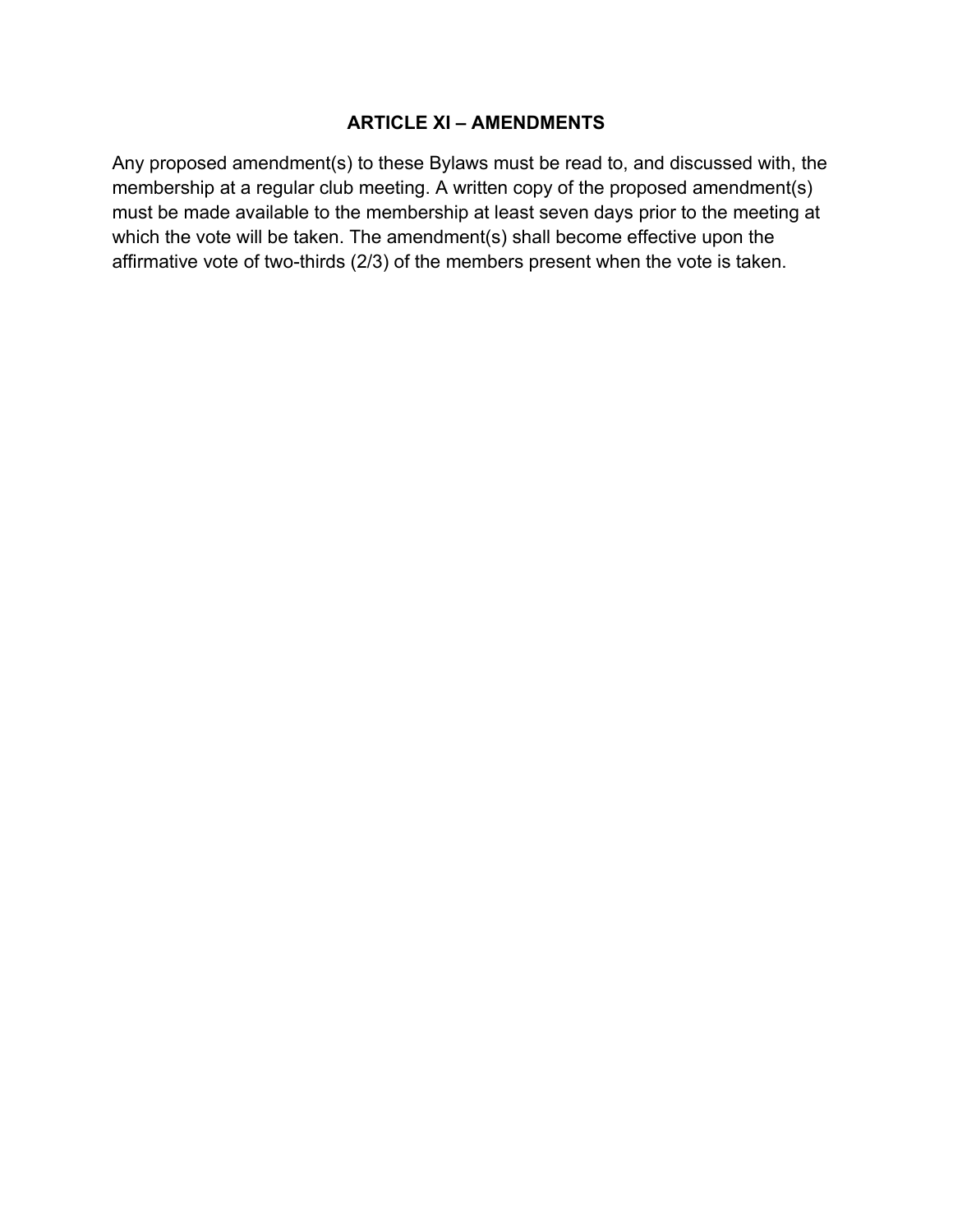## ARTICLE XI – AMENDMENTS

Any proposed amendment(s) to these Bylaws must be read to, and discussed with, the membership at a regular club meeting. A written copy of the proposed amendment(s) must be made available to the membership at least seven days prior to the meeting at which the vote will be taken. The amendment(s) shall become effective upon the affirmative vote of two-thirds (2/3) of the members present when the vote is taken.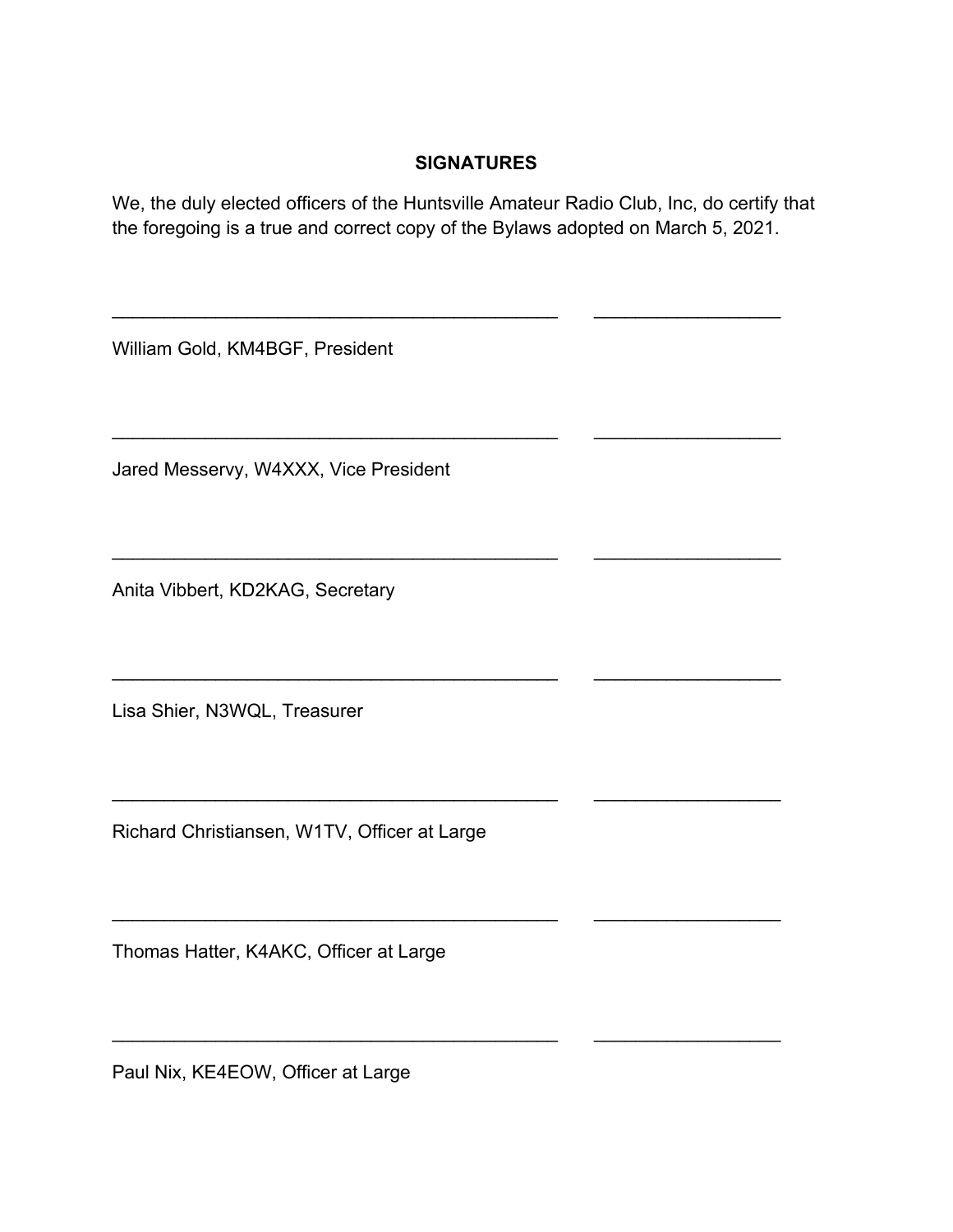## SIGNATURES

We, the duly elected officers of the Huntsville Amateur Radio Club, Inc, do certify that the foregoing is a true and correct copy of the Bylaws adopted on March 5, 2021.

______________________________________________ __________________

William Gold, KM4BGF, President

______________________________________________ __________________

Jared Messervy, W4XXX, Vice President

______________________________________________ __________________

Anita Vibbert, KD2KAG, Secretary

______________________________________________ __________________

Lisa Shier, N3WQL, Treasurer

______________________________________________ __________________

Richard Christiansen, W1TV, Officer at Large

______________________________________________ __________________

Thomas Hatter, K4AKC, Officer at Large

______________________________________________ __________________

Paul Nix, KE4EOW, Officer at Large